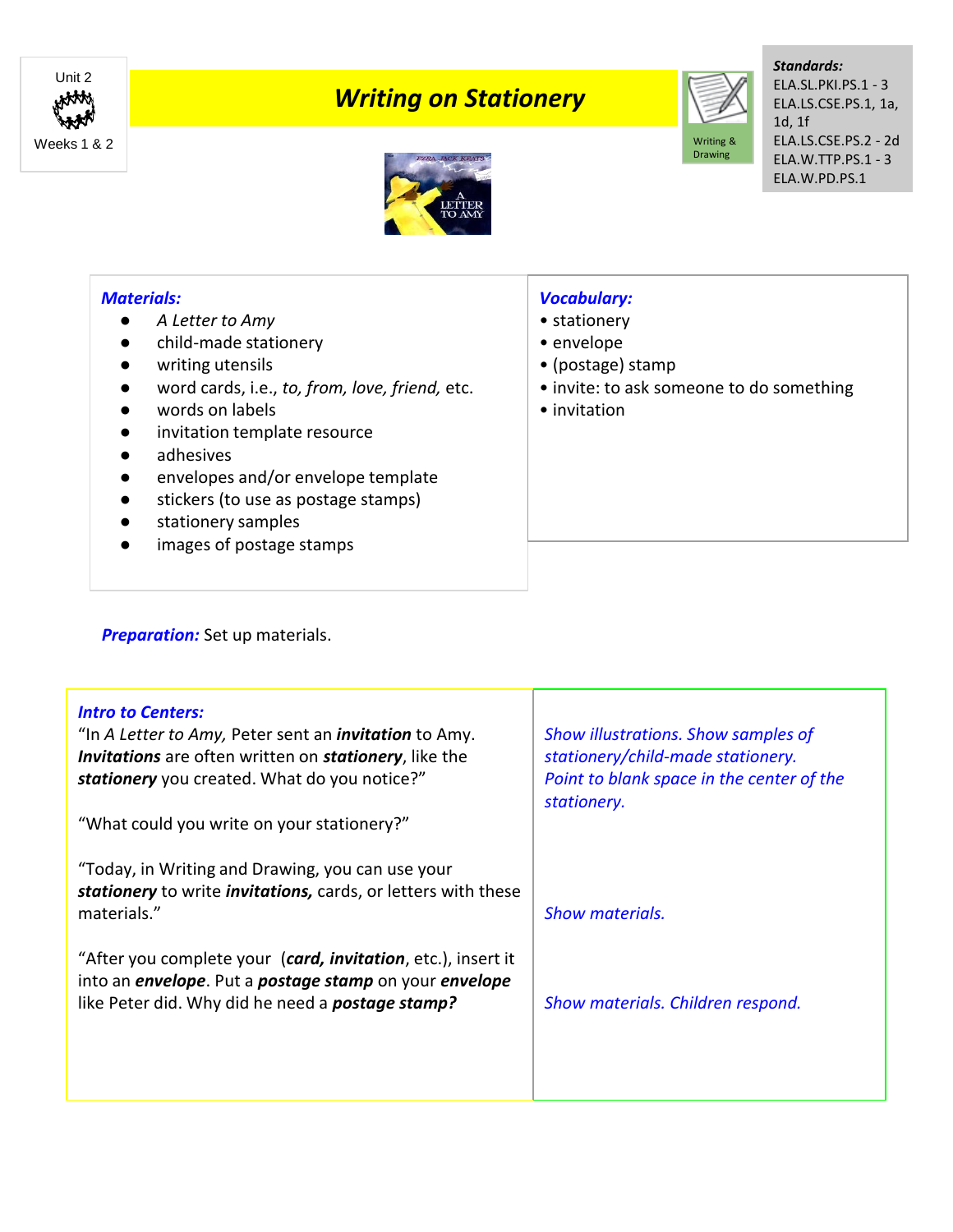Unit 2

Weeks 1 & 2

# *Writing on Stationery*

Writing & Drawing

***Standards:***
ELA.SL.PKI.PS.1 - 3
ELA.LS.CSE.PS.1, 1a, 1d, 1f
ELA.LS.CSE.PS.2 - 2d
ELA.W.TTP.PS.1 - 3
ELA.W.PD.PS.1

***Materials:***

- *A Letter to Amy*
- child-made stationery
- writing utensils
- word cards, i.e., *to, from, love, friend,* etc.
- words on labels
- invitation template resource
- adhesives
- envelopes and/or envelope template
- stickers (to use as postage stamps)
- stationery samples
- images of postage stamps

***Vocabulary:***

- stationery
- envelope
- (postage) stamp
- invite: to ask someone to do something
- invitation

***Preparation:*** Set up materials.

| ***Intro to Centers:*** | |
|---|---|
| "In *A Letter to Amy,* Peter sent an ***invitation*** to Amy. ***Invitations*** are often written on ***stationery***, like the ***stationery*** you created. What do you notice?" | *Show illustrations. Show samples of stationery/child-made stationery. Point to blank space in the center of the stationery.* |
| "What could you write on your stationery?" | |
| "Today, in Writing and Drawing, you can use your ***stationery*** to write ***invitations,*** cards, or letters with these materials." | *Show materials.* |
| "After you complete your (***card, invitation***, etc.), insert it into an ***envelope***. Put a ***postage stamp*** on your ***envelope*** like Peter did. Why did he need a ***postage stamp?*** | *Show materials. Children respond.* |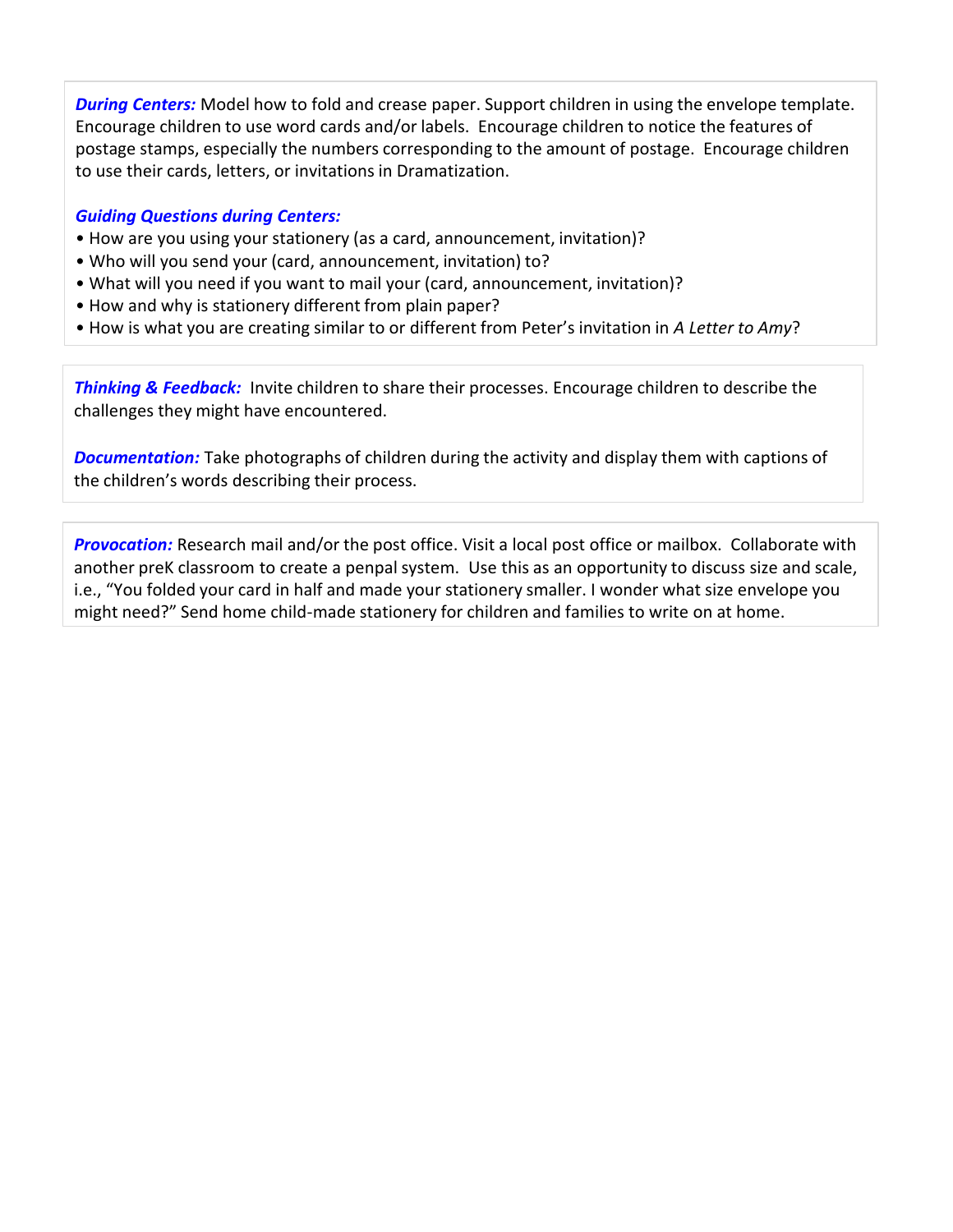***During Centers:*** Model how to fold and crease paper. Support children in using the envelope template. Encourage children to use word cards and/or labels. Encourage children to notice the features of postage stamps, especially the numbers corresponding to the amount of postage. Encourage children to use their cards, letters, or invitations in Dramatization.

***Guiding Questions during Centers:***

- How are you using your stationery (as a card, announcement, invitation)?
- Who will you send your (card, announcement, invitation) to?
- What will you need if you want to mail your (card, announcement, invitation)?
- How and why is stationery different from plain paper?
- How is what you are creating similar to or different from Peter's invitation in *A Letter to Amy*?

***Thinking & Feedback:*** Invite children to share their processes. Encourage children to describe the challenges they might have encountered.

***Documentation:*** Take photographs of children during the activity and display them with captions of the children's words describing their process.

***Provocation:*** Research mail and/or the post office. Visit a local post office or mailbox. Collaborate with another preK classroom to create a penpal system. Use this as an opportunity to discuss size and scale, i.e., "You folded your card in half and made your stationery smaller. I wonder what size envelope you might need?" Send home child-made stationery for children and families to write on at home.